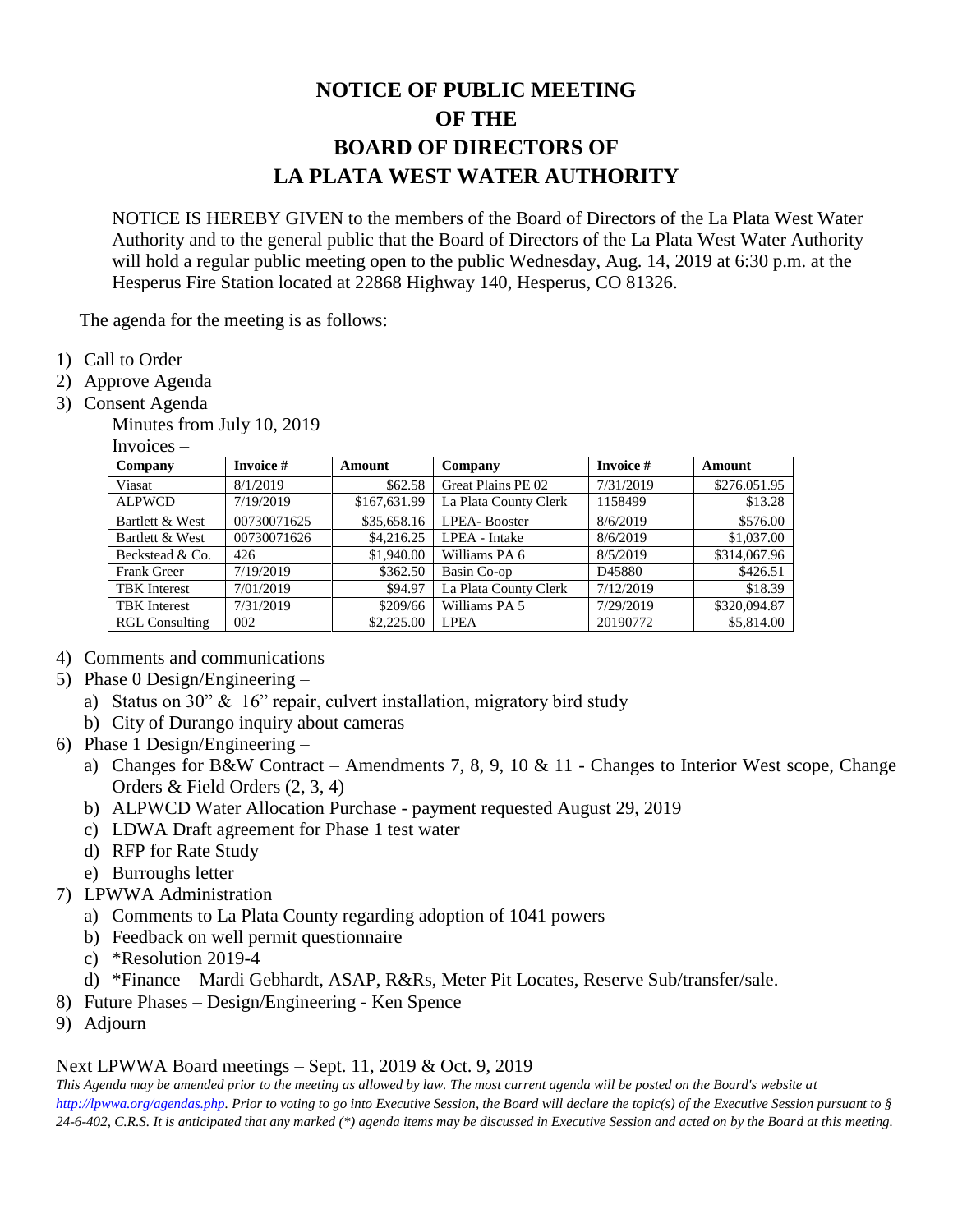# NOTICE OF PUBLIC MEETING
# OF THE
# BOARD OF DIRECTORS OF
# LA PLATA WEST WATER AUTHORITY

NOTICE IS HEREBY GIVEN to the members of the Board of Directors of the La Plata West Water Authority and to the general public that the Board of Directors of the La Plata West Water Authority will hold a regular public meeting open to the public Wednesday, Aug. 14, 2019 at 6:30 p.m. at the Hesperus Fire Station located at 22868 Highway 140, Hesperus, CO 81326.

The agenda for the meeting is as follows:

1) Call to Order
2) Approve Agenda
3) Consent Agenda

   Minutes from July 10, 2019

   Invoices –

| Company | Invoice # | Amount | Company | Invoice # | Amount |
|---|---|---|---|---|---|
| Viasat | 8/1/2019 | $62.58 | Great Plains PE 02 | 7/31/2019 | $276.051.95 |
| ALPWCD | 7/19/2019 | $167,631.99 | La Plata County Clerk | 1158499 | $13.28 |
| Bartlett & West | 00730071625 | $35,658.16 | LPEA- Booster | 8/6/2019 | $576.00 |
| Bartlett & West | 00730071626 | $4,216.25 | LPEA - Intake | 8/6/2019 | $1,037.00 |
| Beckstead & Co. | 426 | $1,940.00 | Williams PA 6 | 8/5/2019 | $314,067.96 |
| Frank Greer | 7/19/2019 | $362.50 | Basin Co-op | D45880 | $426.51 |
| TBK Interest | 7/01/2019 | $94.97 | La Plata County Clerk | 7/12/2019 | $18.39 |
| TBK Interest | 7/31/2019 | $209/66 | Williams PA 5 | 7/29/2019 | $320,094.87 |
| RGL Consulting | 002 | $2,225.00 | LPEA | 20190772 | $5,814.00 |

4) Comments and communications
5) Phase 0 Design/Engineering –
   a) Status on 30" & 16" repair, culvert installation, migratory bird study
   b) City of Durango inquiry about cameras
6) Phase 1 Design/Engineering –
   a) Changes for B&W Contract – Amendments 7, 8, 9, 10 & 11 - Changes to Interior West scope, Change Orders & Field Orders (2, 3, 4)
   b) ALPWCD Water Allocation Purchase - payment requested August 29, 2019
   c) LDWA Draft agreement for Phase 1 test water
   d) RFP for Rate Study
   e) Burroughs letter
7) LPWWA Administration
   a) Comments to La Plata County regarding adoption of 1041 powers
   b) Feedback on well permit questionnaire
   c) *Resolution 2019-4
   d) *Finance – Mardi Gebhardt, ASAP, R&Rs, Meter Pit Locates, Reserve Sub/transfer/sale.
8) Future Phases – Design/Engineering - Ken Spence
9) Adjourn

Next LPWWA Board meetings – Sept. 11, 2019 & Oct. 9, 2019

*This Agenda may be amended prior to the meeting as allowed by law. The most current agenda will be posted on the Board's website at http://lpwwa.org/agendas.php. Prior to voting to go into Executive Session, the Board will declare the topic(s) of the Executive Session pursuant to § 24-6-402, C.R.S. It is anticipated that any marked (*) agenda items may be discussed in Executive Session and acted on by the Board at this meeting.*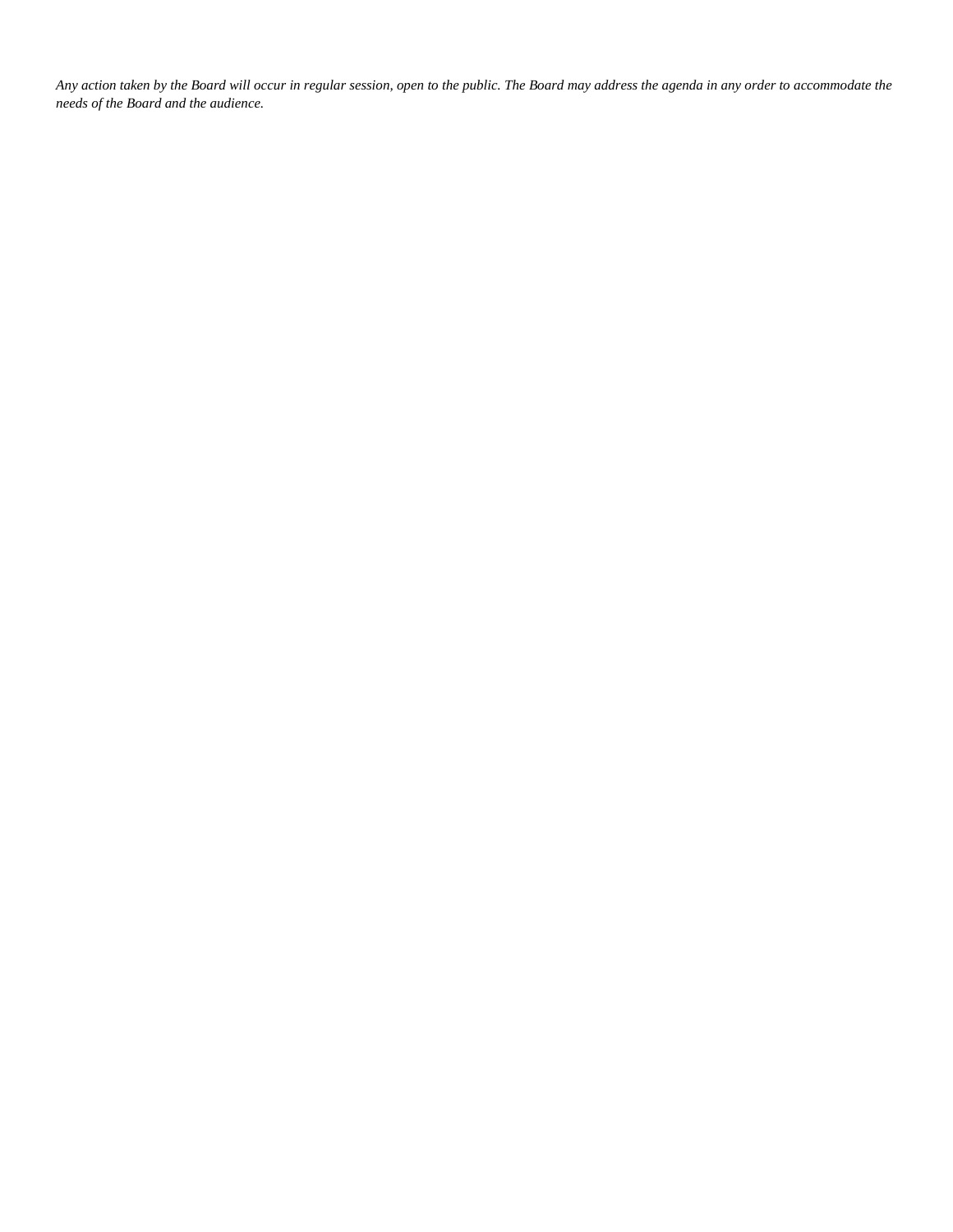*Any action taken by the Board will occur in regular session, open to the public. The Board may address the agenda in any order to accommodate the needs of the Board and the audience.*